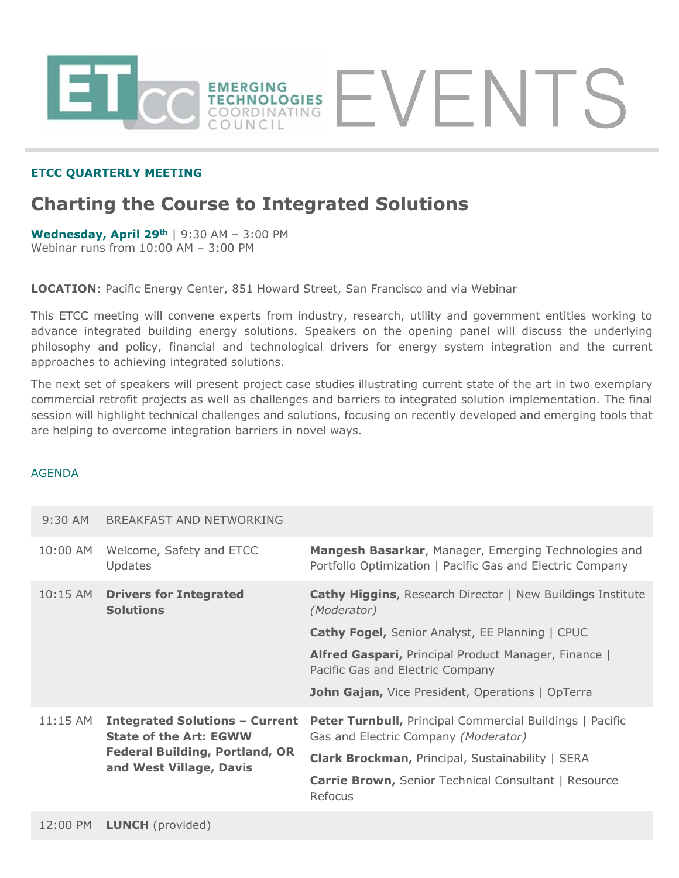# ETCC EMERGING TECHNOLOGIES COORDINATING COUNCIL EVENTS

**ETCC QUARTERLY MEETING**

## Charting the Course to Integrated Solutions

**Wednesday, April 29th** | 9:30 AM – 3:00 PM
Webinar runs from 10:00 AM – 3:00 PM

**LOCATION**: Pacific Energy Center, 851 Howard Street, San Francisco and via Webinar

This ETCC meeting will convene experts from industry, research, utility and government entities working to advance integrated building energy solutions. Speakers on the opening panel will discuss the underlying philosophy and policy, financial and technological drivers for energy system integration and the current approaches to achieving integrated solutions.

The next set of speakers will present project case studies illustrating current state of the art in two exemplary commercial retrofit projects as well as challenges and barriers to integrated solution implementation. The final session will highlight technical challenges and solutions, focusing on recently developed and emerging tools that are helping to overcome integration barriers in novel ways.

AGENDA

| Time | Session | Speakers |
|---|---|---|
| 9:30 AM | BREAKFAST AND NETWORKING | |
| 10:00 AM | Welcome, Safety and ETCC Updates | **Mangesh Basarkar**, Manager, Emerging Technologies and Portfolio Optimization \| Pacific Gas and Electric Company |
| 10:15 AM | **Drivers for Integrated Solutions** | **Cathy Higgins**, Research Director \| New Buildings Institute *(Moderator)*<br>**Cathy Fogel,** Senior Analyst, EE Planning \| CPUC<br>**Alfred Gaspari,** Principal Product Manager, Finance \| Pacific Gas and Electric Company<br>**John Gajan,** Vice President, Operations \| OpTerra |
| 11:15 AM | **Integrated Solutions – Current State of the Art: EGWW Federal Building, Portland, OR and West Village, Davis** | **Peter Turnbull,** Principal Commercial Buildings \| Pacific Gas and Electric Company *(Moderator)*<br>**Clark Brockman,** Principal, Sustainability \| SERA<br>**Carrie Brown,** Senior Technical Consultant \| Resource Refocus |
| 12:00 PM | **LUNCH** (provided) | |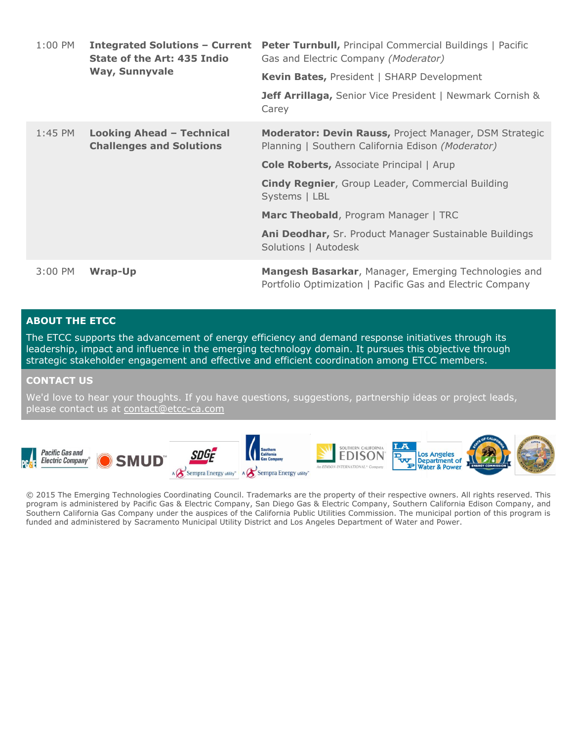| | | |
|---|---|---|
| 1:00 PM | **Integrated Solutions – Current State of the Art: 435 Indio Way, Sunnyvale** | **Peter Turnbull,** Principal Commercial Buildings \| Pacific Gas and Electric Company *(Moderator)*<br><br>**Kevin Bates,** President \| SHARP Development<br><br>**Jeff Arrillaga,** Senior Vice President \| Newmark Cornish & Carey |
| 1:45 PM | **Looking Ahead – Technical Challenges and Solutions** | **Moderator: Devin Rauss,** Project Manager, DSM Strategic Planning \| Southern California Edison *(Moderator)*<br><br>**Cole Roberts,** Associate Principal \| Arup<br><br>**Cindy Regnier**, Group Leader, Commercial Building Systems \| LBL<br><br>**Marc Theobald**, Program Manager \| TRC<br><br>**Ani Deodhar,** Sr. Product Manager Sustainable Buildings Solutions \| Autodesk |
| 3:00 PM | **Wrap-Up** | **Mangesh Basarkar**, Manager, Emerging Technologies and Portfolio Optimization \| Pacific Gas and Electric Company |

## ABOUT THE ETCC

The ETCC supports the advancement of energy efficiency and demand response initiatives through its leadership, impact and influence in the emerging technology domain. It pursues this objective through strategic stakeholder engagement and effective and efficient coordination among ETCC members.

## CONTACT US

We'd love to hear your thoughts. If you have questions, suggestions, partnership ideas or project leads, please contact us at contact@etcc-ca.com

© 2015 The Emerging Technologies Coordinating Council. Trademarks are the property of their respective owners. All rights reserved. This program is administered by Pacific Gas & Electric Company, San Diego Gas & Electric Company, Southern California Edison Company, and Southern California Gas Company under the auspices of the California Public Utilities Commission. The municipal portion of this program is funded and administered by Sacramento Municipal Utility District and Los Angeles Department of Water and Power.